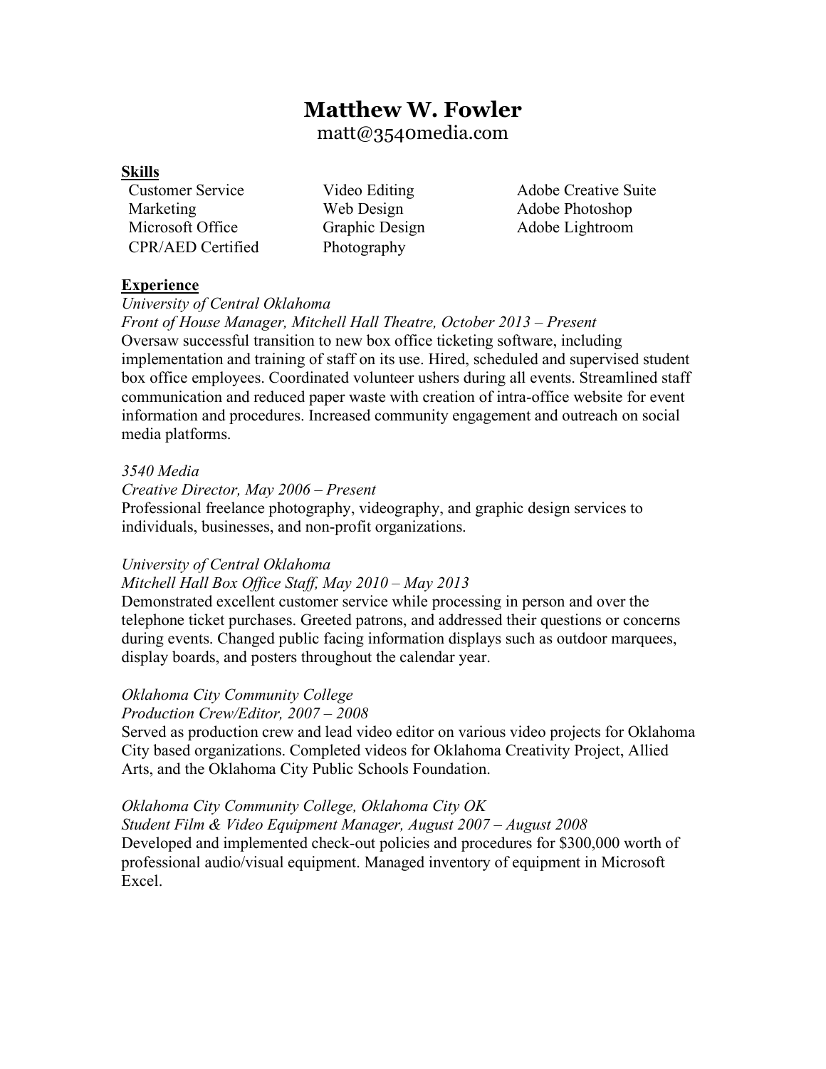# Matthew W. Fowler

matt@3540media.com

**Skills**

- Customer Service
- Marketing
- Microsoft Office
- CPR/AED Certified
- Video Editing
- Web Design
- Graphic Design
- Photography
- Adobe Creative Suite
- Adobe Photoshop
- Adobe Lightroom

**Experience**

*University of Central Oklahoma*
*Front of House Manager, Mitchell Hall Theatre, October 2013 – Present*
Oversaw successful transition to new box office ticketing software, including implementation and training of staff on its use. Hired, scheduled and supervised student box office employees. Coordinated volunteer ushers during all events. Streamlined staff communication and reduced paper waste with creation of intra-office website for event information and procedures. Increased community engagement and outreach on social media platforms.

*3540 Media*
*Creative Director, May 2006 – Present*
Professional freelance photography, videography, and graphic design services to individuals, businesses, and non-profit organizations.

*University of Central Oklahoma*
*Mitchell Hall Box Office Staff, May 2010 – May 2013*
Demonstrated excellent customer service while processing in person and over the telephone ticket purchases. Greeted patrons, and addressed their questions or concerns during events. Changed public facing information displays such as outdoor marquees, display boards, and posters throughout the calendar year.

*Oklahoma City Community College*
*Production Crew/Editor, 2007 – 2008*
Served as production crew and lead video editor on various video projects for Oklahoma City based organizations. Completed videos for Oklahoma Creativity Project, Allied Arts, and the Oklahoma City Public Schools Foundation.

*Oklahoma City Community College, Oklahoma City OK*
*Student Film & Video Equipment Manager, August 2007 – August 2008*
Developed and implemented check-out policies and procedures for $300,000 worth of professional audio/visual equipment. Managed inventory of equipment in Microsoft Excel.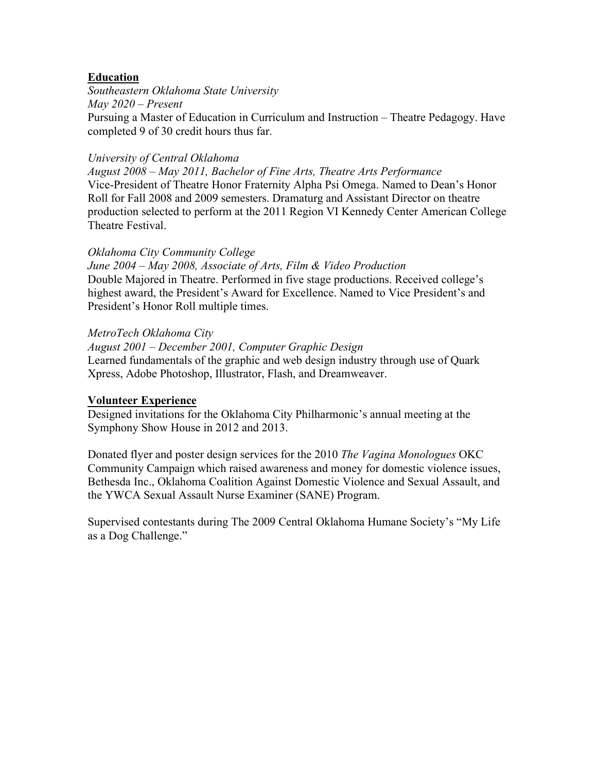## Education

*Southeastern Oklahoma State University*
*May 2020 – Present*
Pursuing a Master of Education in Curriculum and Instruction – Theatre Pedagogy. Have completed 9 of 30 credit hours thus far.

*University of Central Oklahoma*
*August 2008 – May 2011, Bachelor of Fine Arts, Theatre Arts Performance*
Vice-President of Theatre Honor Fraternity Alpha Psi Omega. Named to Dean's Honor Roll for Fall 2008 and 2009 semesters. Dramaturg and Assistant Director on theatre production selected to perform at the 2011 Region VI Kennedy Center American College Theatre Festival.

*Oklahoma City Community College*
*June 2004 – May 2008, Associate of Arts, Film & Video Production*
Double Majored in Theatre. Performed in five stage productions. Received college's highest award, the President's Award for Excellence. Named to Vice President's and President's Honor Roll multiple times.

*MetroTech Oklahoma City*
*August 2001 – December 2001, Computer Graphic Design*
Learned fundamentals of the graphic and web design industry through use of Quark Xpress, Adobe Photoshop, Illustrator, Flash, and Dreamweaver.

## Volunteer Experience

Designed invitations for the Oklahoma City Philharmonic's annual meeting at the Symphony Show House in 2012 and 2013.

Donated flyer and poster design services for the 2010 *The Vagina Monologues* OKC Community Campaign which raised awareness and money for domestic violence issues, Bethesda Inc., Oklahoma Coalition Against Domestic Violence and Sexual Assault, and the YWCA Sexual Assault Nurse Examiner (SANE) Program.

Supervised contestants during The 2009 Central Oklahoma Humane Society's "My Life as a Dog Challenge."